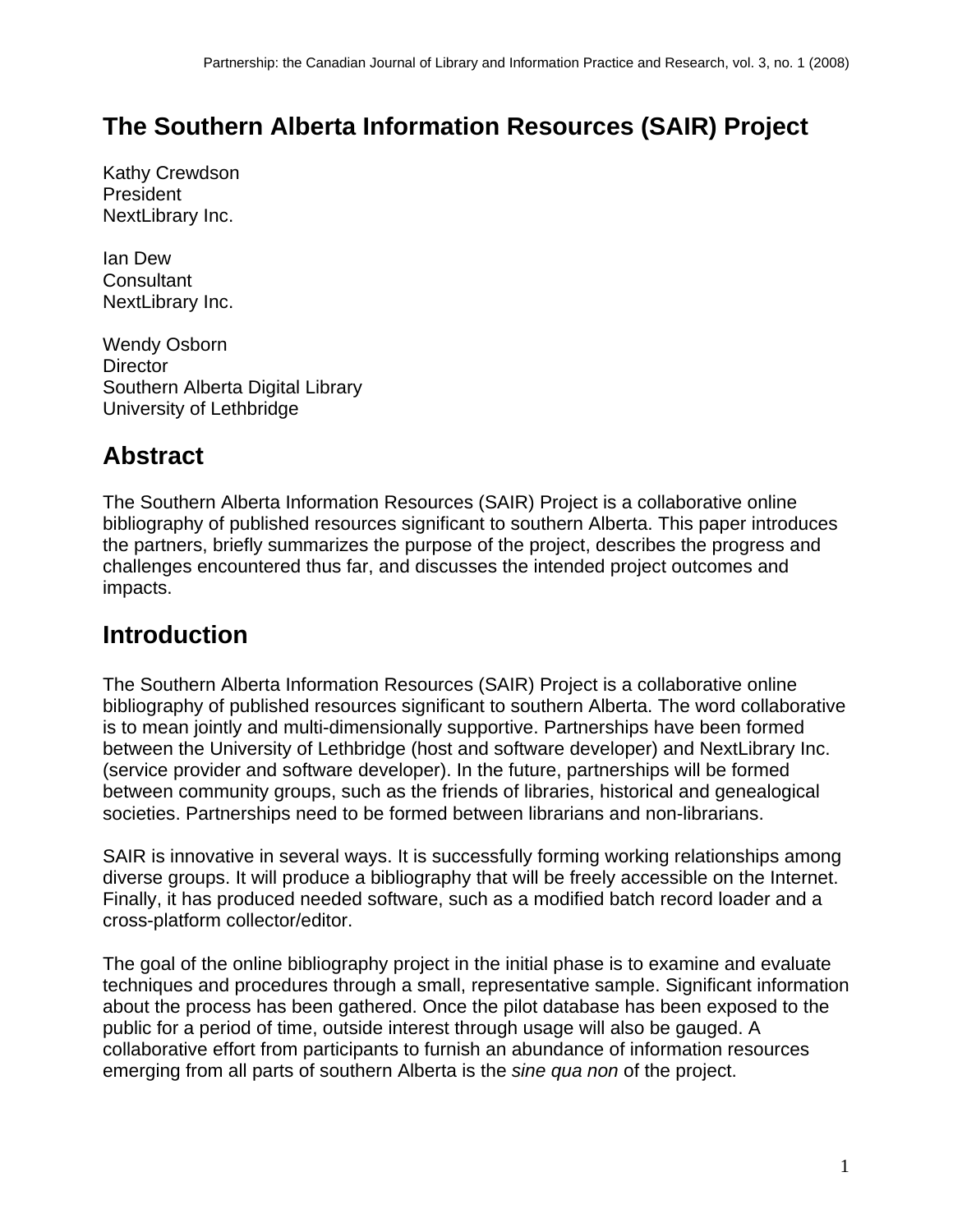# The Southern Alberta Information Resources (SAIR) Project

Kathy Crewdson
President
NextLibrary Inc.

Ian Dew
Consultant
NextLibrary Inc.

Wendy Osborn
Director
Southern Alberta Digital Library
University of Lethbridge

## Abstract

The Southern Alberta Information Resources (SAIR) Project is a collaborative online bibliography of published resources significant to southern Alberta. This paper introduces the partners, briefly summarizes the purpose of the project, describes the progress and challenges encountered thus far, and discusses the intended project outcomes and impacts.

## Introduction

The Southern Alberta Information Resources (SAIR) Project is a collaborative online bibliography of published resources significant to southern Alberta. The word collaborative is to mean jointly and multi-dimensionally supportive. Partnerships have been formed between the University of Lethbridge (host and software developer) and NextLibrary Inc. (service provider and software developer). In the future, partnerships will be formed between community groups, such as the friends of libraries, historical and genealogical societies. Partnerships need to be formed between librarians and non-librarians.

SAIR is innovative in several ways. It is successfully forming working relationships among diverse groups. It will produce a bibliography that will be freely accessible on the Internet. Finally, it has produced needed software, such as a modified batch record loader and a cross-platform collector/editor.

The goal of the online bibliography project in the initial phase is to examine and evaluate techniques and procedures through a small, representative sample. Significant information about the process has been gathered. Once the pilot database has been exposed to the public for a period of time, outside interest through usage will also be gauged. A collaborative effort from participants to furnish an abundance of information resources emerging from all parts of southern Alberta is the *sine qua non* of the project.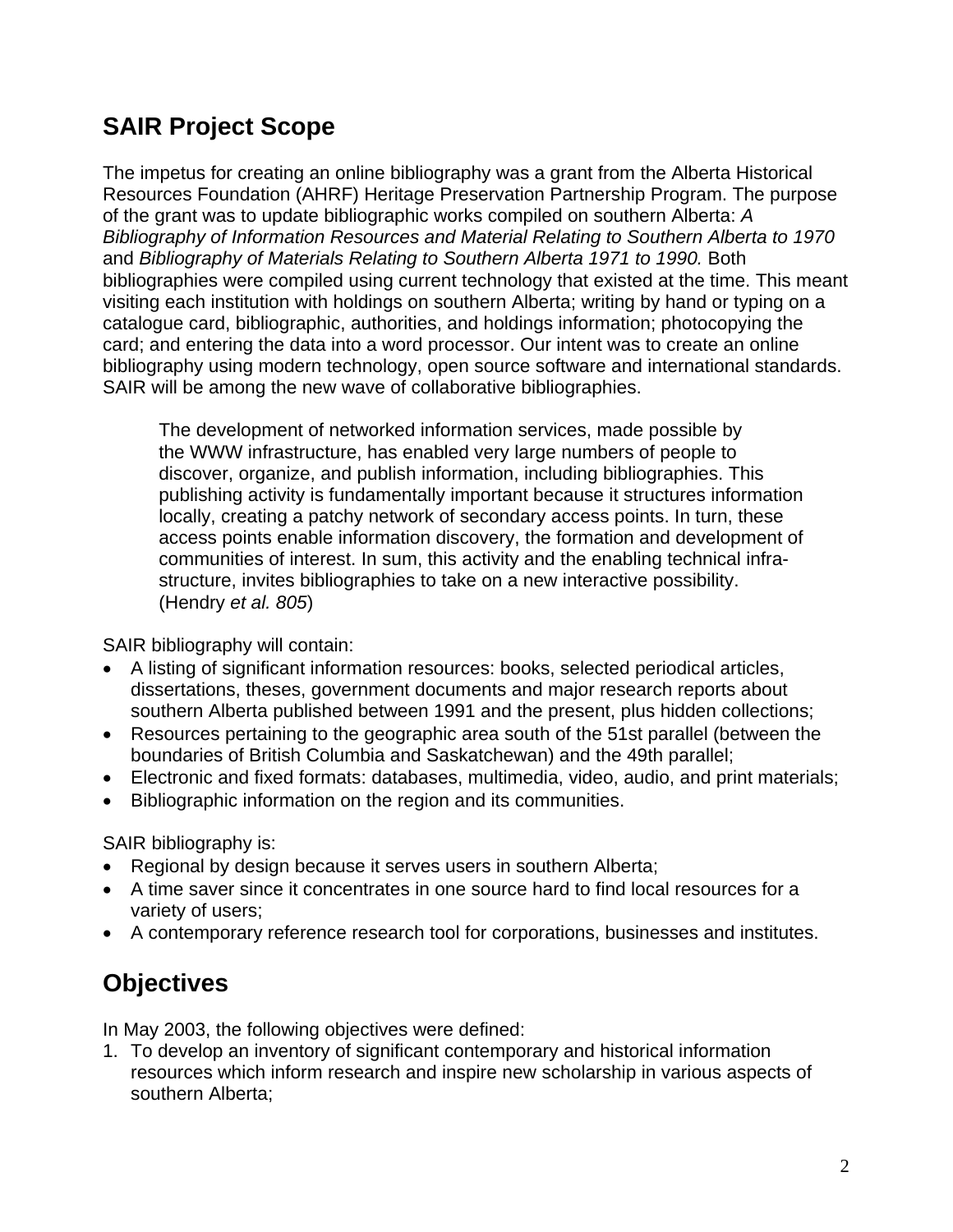## SAIR Project Scope

The impetus for creating an online bibliography was a grant from the Alberta Historical Resources Foundation (AHRF) Heritage Preservation Partnership Program. The purpose of the grant was to update bibliographic works compiled on southern Alberta: *A Bibliography of Information Resources and Material Relating to Southern Alberta to 1970* and *Bibliography of Materials Relating to Southern Alberta 1971 to 1990.* Both bibliographies were compiled using current technology that existed at the time. This meant visiting each institution with holdings on southern Alberta; writing by hand or typing on a catalogue card, bibliographic, authorities, and holdings information; photocopying the card; and entering the data into a word processor. Our intent was to create an online bibliography using modern technology, open source software and international standards. SAIR will be among the new wave of collaborative bibliographies.

> The development of networked information services, made possible by the WWW infrastructure, has enabled very large numbers of people to discover, organize, and publish information, including bibliographies. This publishing activity is fundamentally important because it structures information locally, creating a patchy network of secondary access points. In turn, these access points enable information discovery, the formation and development of communities of interest. In sum, this activity and the enabling technical infra-structure, invites bibliographies to take on a new interactive possibility. (Hendry *et al. 805*)

SAIR bibliography will contain:

- A listing of significant information resources: books, selected periodical articles, dissertations, theses, government documents and major research reports about southern Alberta published between 1991 and the present, plus hidden collections;
- Resources pertaining to the geographic area south of the 51st parallel (between the boundaries of British Columbia and Saskatchewan) and the 49th parallel;
- Electronic and fixed formats: databases, multimedia, video, audio, and print materials;
- Bibliographic information on the region and its communities.

SAIR bibliography is:

- Regional by design because it serves users in southern Alberta;
- A time saver since it concentrates in one source hard to find local resources for a variety of users;
- A contemporary reference research tool for corporations, businesses and institutes.

## Objectives

In May 2003, the following objectives were defined:

1. To develop an inventory of significant contemporary and historical information resources which inform research and inspire new scholarship in various aspects of southern Alberta;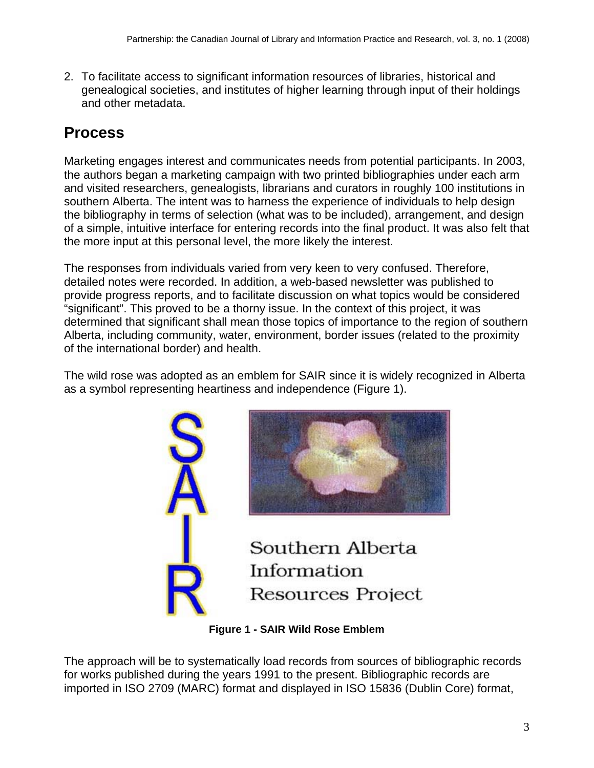2. To facilitate access to significant information resources of libraries, historical and genealogical societies, and institutes of higher learning through input of their holdings and other metadata.

## Process

Marketing engages interest and communicates needs from potential participants. In 2003, the authors began a marketing campaign with two printed bibliographies under each arm and visited researchers, genealogists, librarians and curators in roughly 100 institutions in southern Alberta. The intent was to harness the experience of individuals to help design the bibliography in terms of selection (what was to be included), arrangement, and design of a simple, intuitive interface for entering records into the final product. It was also felt that the more input at this personal level, the more likely the interest.

The responses from individuals varied from very keen to very confused. Therefore, detailed notes were recorded. In addition, a web-based newsletter was published to provide progress reports, and to facilitate discussion on what topics would be considered "significant". This proved to be a thorny issue. In the context of this project, it was determined that significant shall mean those topics of importance to the region of southern Alberta, including community, water, environment, border issues (related to the proximity of the international border) and health.

The wild rose was adopted as an emblem for SAIR since it is widely recognized in Alberta as a symbol representing heartiness and independence (Figure 1).

SAIR

Southern Alberta Information Resources Project

**Figure 1 - SAIR Wild Rose Emblem**

The approach will be to systematically load records from sources of bibliographic records for works published during the years 1991 to the present. Bibliographic records are imported in ISO 2709 (MARC) format and displayed in ISO 15836 (Dublin Core) format,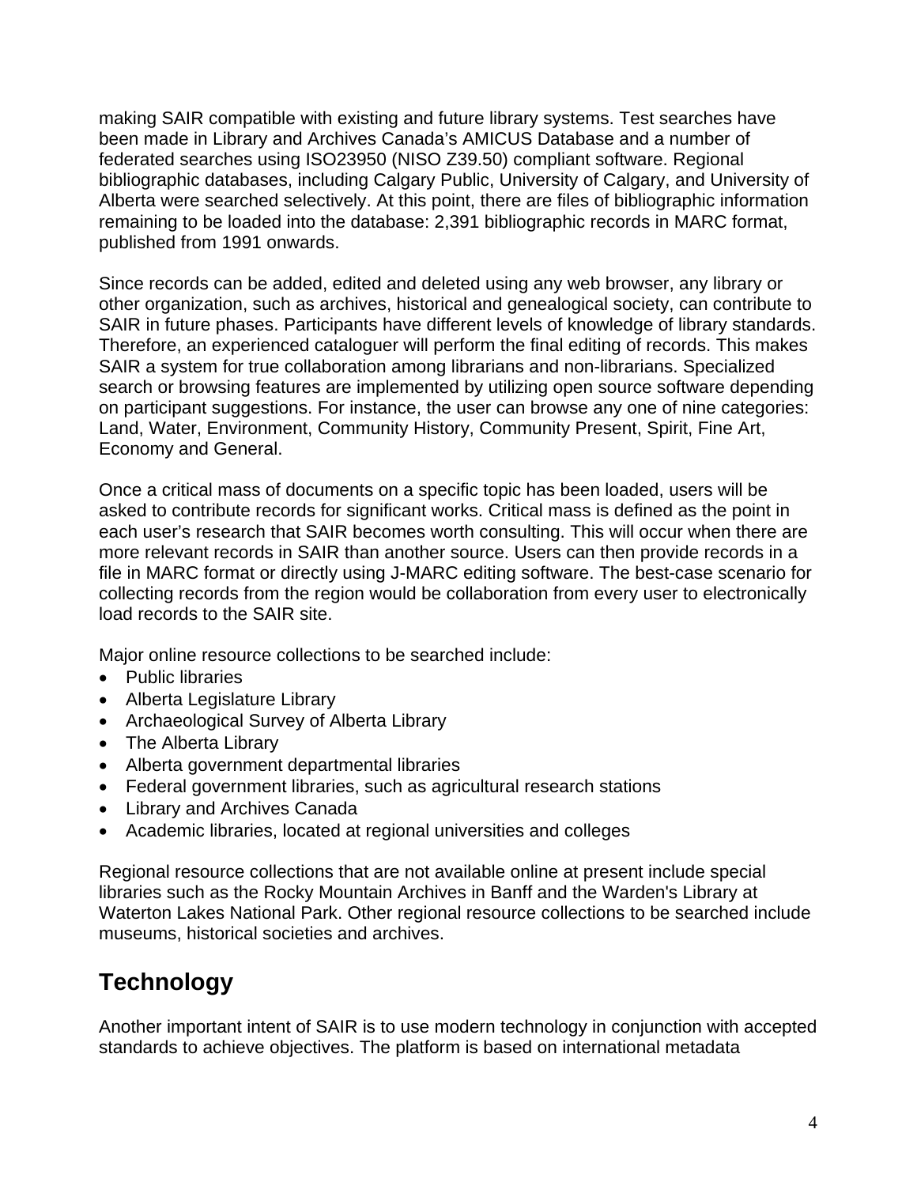making SAIR compatible with existing and future library systems. Test searches have been made in Library and Archives Canada's AMICUS Database and a number of federated searches using ISO23950 (NISO Z39.50) compliant software. Regional bibliographic databases, including Calgary Public, University of Calgary, and University of Alberta were searched selectively. At this point, there are files of bibliographic information remaining to be loaded into the database: 2,391 bibliographic records in MARC format, published from 1991 onwards.

Since records can be added, edited and deleted using any web browser, any library or other organization, such as archives, historical and genealogical society, can contribute to SAIR in future phases. Participants have different levels of knowledge of library standards. Therefore, an experienced cataloguer will perform the final editing of records. This makes SAIR a system for true collaboration among librarians and non-librarians. Specialized search or browsing features are implemented by utilizing open source software depending on participant suggestions. For instance, the user can browse any one of nine categories: Land, Water, Environment, Community History, Community Present, Spirit, Fine Art, Economy and General.

Once a critical mass of documents on a specific topic has been loaded, users will be asked to contribute records for significant works. Critical mass is defined as the point in each user's research that SAIR becomes worth consulting. This will occur when there are more relevant records in SAIR than another source. Users can then provide records in a file in MARC format or directly using J-MARC editing software. The best-case scenario for collecting records from the region would be collaboration from every user to electronically load records to the SAIR site.

Major online resource collections to be searched include:

- Public libraries
- Alberta Legislature Library
- Archaeological Survey of Alberta Library
- The Alberta Library
- Alberta government departmental libraries
- Federal government libraries, such as agricultural research stations
- Library and Archives Canada
- Academic libraries, located at regional universities and colleges

Regional resource collections that are not available online at present include special libraries such as the Rocky Mountain Archives in Banff and the Warden's Library at Waterton Lakes National Park. Other regional resource collections to be searched include museums, historical societies and archives.

## Technology

Another important intent of SAIR is to use modern technology in conjunction with accepted standards to achieve objectives. The platform is based on international metadata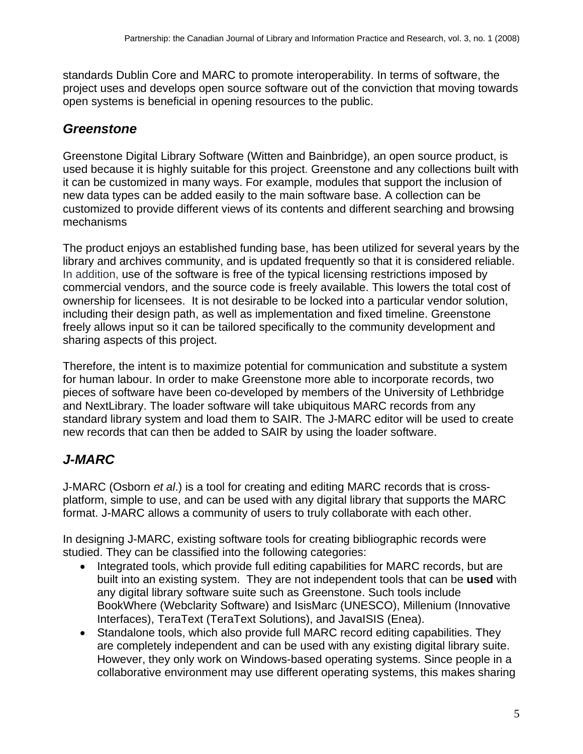standards Dublin Core and MARC to promote interoperability. In terms of software, the project uses and develops open source software out of the conviction that moving towards open systems is beneficial in opening resources to the public.

## *Greenstone*

Greenstone Digital Library Software (Witten and Bainbridge), an open source product, is used because it is highly suitable for this project. Greenstone and any collections built with it can be customized in many ways. For example, modules that support the inclusion of new data types can be added easily to the main software base. A collection can be customized to provide different views of its contents and different searching and browsing mechanisms

The product enjoys an established funding base, has been utilized for several years by the library and archives community, and is updated frequently so that it is considered reliable. In addition, use of the software is free of the typical licensing restrictions imposed by commercial vendors, and the source code is freely available. This lowers the total cost of ownership for licensees. It is not desirable to be locked into a particular vendor solution, including their design path, as well as implementation and fixed timeline. Greenstone freely allows input so it can be tailored specifically to the community development and sharing aspects of this project.

Therefore, the intent is to maximize potential for communication and substitute a system for human labour. In order to make Greenstone more able to incorporate records, two pieces of software have been co-developed by members of the University of Lethbridge and NextLibrary. The loader software will take ubiquitous MARC records from any standard library system and load them to SAIR. The J-MARC editor will be used to create new records that can then be added to SAIR by using the loader software.

## *J-MARC*

J-MARC (Osborn *et al*.) is a tool for creating and editing MARC records that is cross-platform, simple to use, and can be used with any digital library that supports the MARC format. J-MARC allows a community of users to truly collaborate with each other.

In designing J-MARC, existing software tools for creating bibliographic records were studied. They can be classified into the following categories:

- Integrated tools, which provide full editing capabilities for MARC records, but are built into an existing system. They are not independent tools that can be **used** with any digital library software suite such as Greenstone. Such tools include BookWhere (Webclarity Software) and IsisMarc (UNESCO), Millenium (Innovative Interfaces), TeraText (TeraText Solutions), and JavaISIS (Enea).
- Standalone tools, which also provide full MARC record editing capabilities. They are completely independent and can be used with any existing digital library suite. However, they only work on Windows-based operating systems. Since people in a collaborative environment may use different operating systems, this makes sharing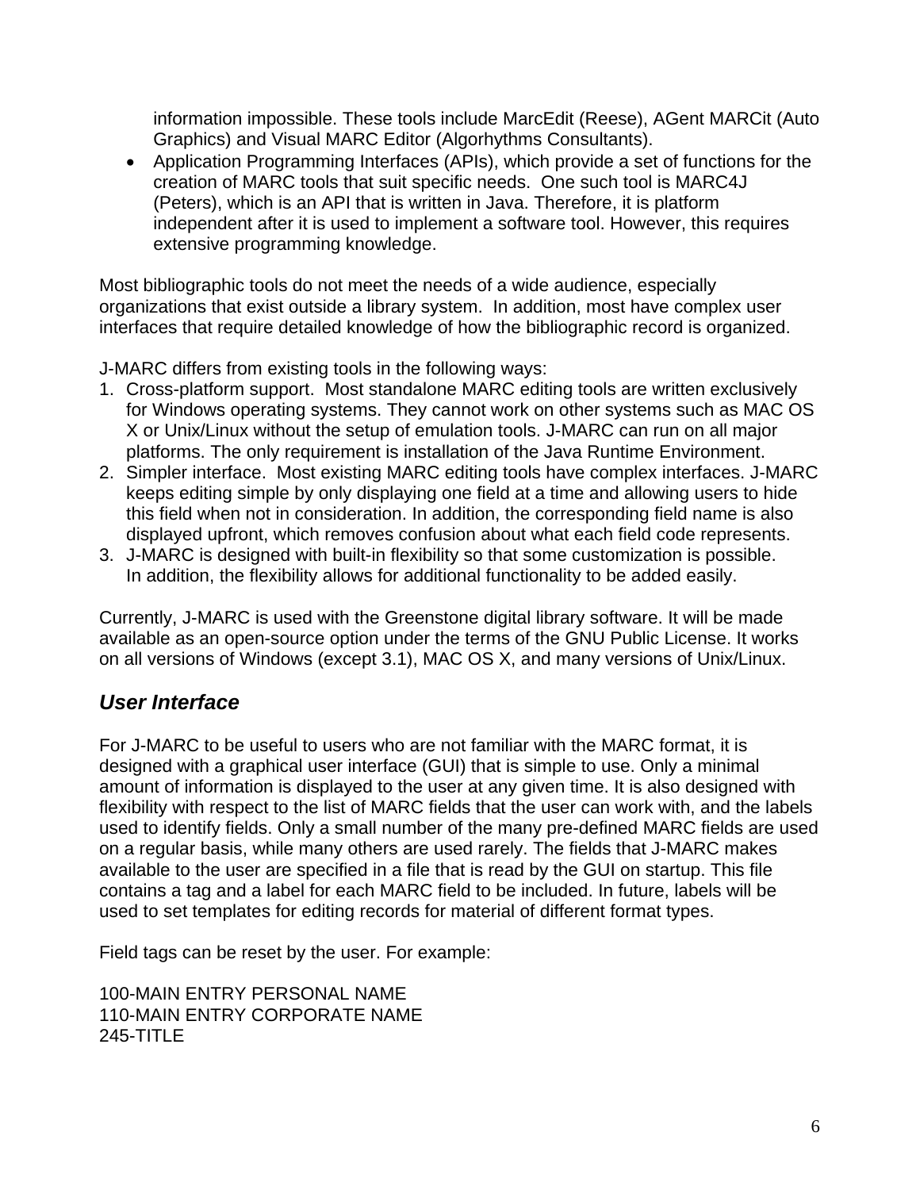information impossible. These tools include MarcEdit (Reese), AGent MARCit (Auto Graphics) and Visual MARC Editor (Algorhythms Consultants).

- Application Programming Interfaces (APIs), which provide a set of functions for the creation of MARC tools that suit specific needs. One such tool is MARC4J (Peters), which is an API that is written in Java. Therefore, it is platform independent after it is used to implement a software tool. However, this requires extensive programming knowledge.

Most bibliographic tools do not meet the needs of a wide audience, especially organizations that exist outside a library system. In addition, most have complex user interfaces that require detailed knowledge of how the bibliographic record is organized.

J-MARC differs from existing tools in the following ways:

1. Cross-platform support. Most standalone MARC editing tools are written exclusively for Windows operating systems. They cannot work on other systems such as MAC OS X or Unix/Linux without the setup of emulation tools. J-MARC can run on all major platforms. The only requirement is installation of the Java Runtime Environment.
2. Simpler interface. Most existing MARC editing tools have complex interfaces. J-MARC keeps editing simple by only displaying one field at a time and allowing users to hide this field when not in consideration. In addition, the corresponding field name is also displayed upfront, which removes confusion about what each field code represents.
3. J-MARC is designed with built-in flexibility so that some customization is possible. In addition, the flexibility allows for additional functionality to be added easily.

Currently, J-MARC is used with the Greenstone digital library software. It will be made available as an open-source option under the terms of the GNU Public License. It works on all versions of Windows (except 3.1), MAC OS X, and many versions of Unix/Linux.

## *User Interface*

For J-MARC to be useful to users who are not familiar with the MARC format, it is designed with a graphical user interface (GUI) that is simple to use. Only a minimal amount of information is displayed to the user at any given time. It is also designed with flexibility with respect to the list of MARC fields that the user can work with, and the labels used to identify fields. Only a small number of the many pre-defined MARC fields are used on a regular basis, while many others are used rarely. The fields that J-MARC makes available to the user are specified in a file that is read by the GUI on startup. This file contains a tag and a label for each MARC field to be included. In future, labels will be used to set templates for editing records for material of different format types.

Field tags can be reset by the user. For example:

100-MAIN ENTRY PERSONAL NAME
110-MAIN ENTRY CORPORATE NAME
245-TITLE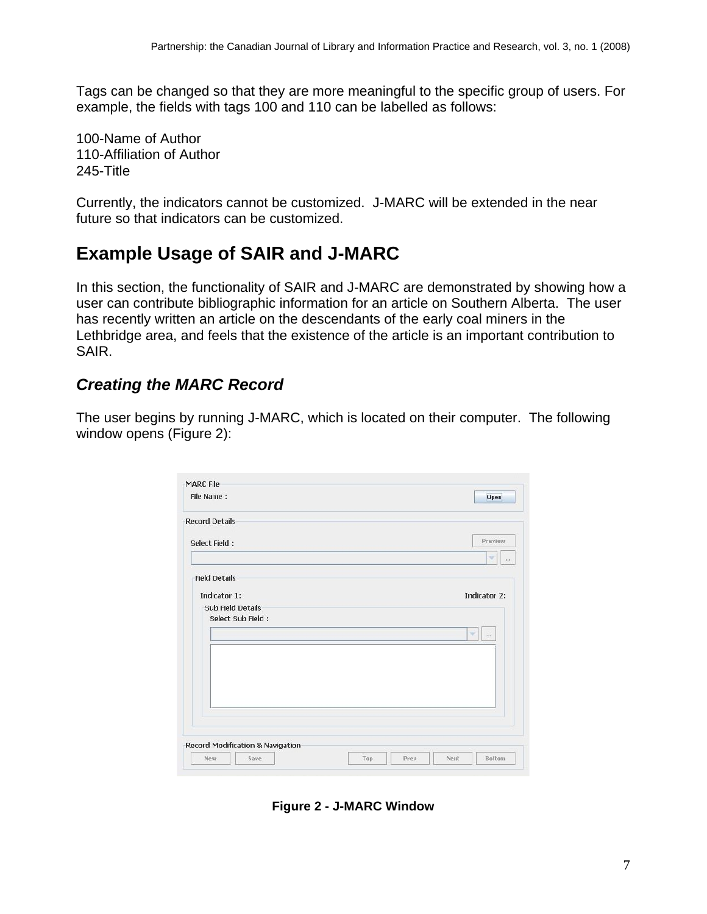Tags can be changed so that they are more meaningful to the specific group of users. For example, the fields with tags 100 and 110 can be labelled as follows:

100-Name of Author  
110-Affiliation of Author  
245-Title

Currently, the indicators cannot be customized. J-MARC will be extended in the near future so that indicators can be customized.

## Example Usage of SAIR and J-MARC

In this section, the functionality of SAIR and J-MARC are demonstrated by showing how a user can contribute bibliographic information for an article on Southern Alberta. The user has recently written an article on the descendants of the early coal miners in the Lethbridge area, and feels that the existence of the article is an important contribution to SAIR.

### *Creating the MARC Record*

The user begins by running J-MARC, which is located on their computer. The following window opens (Figure 2):

**Figure 2 - J-MARC Window**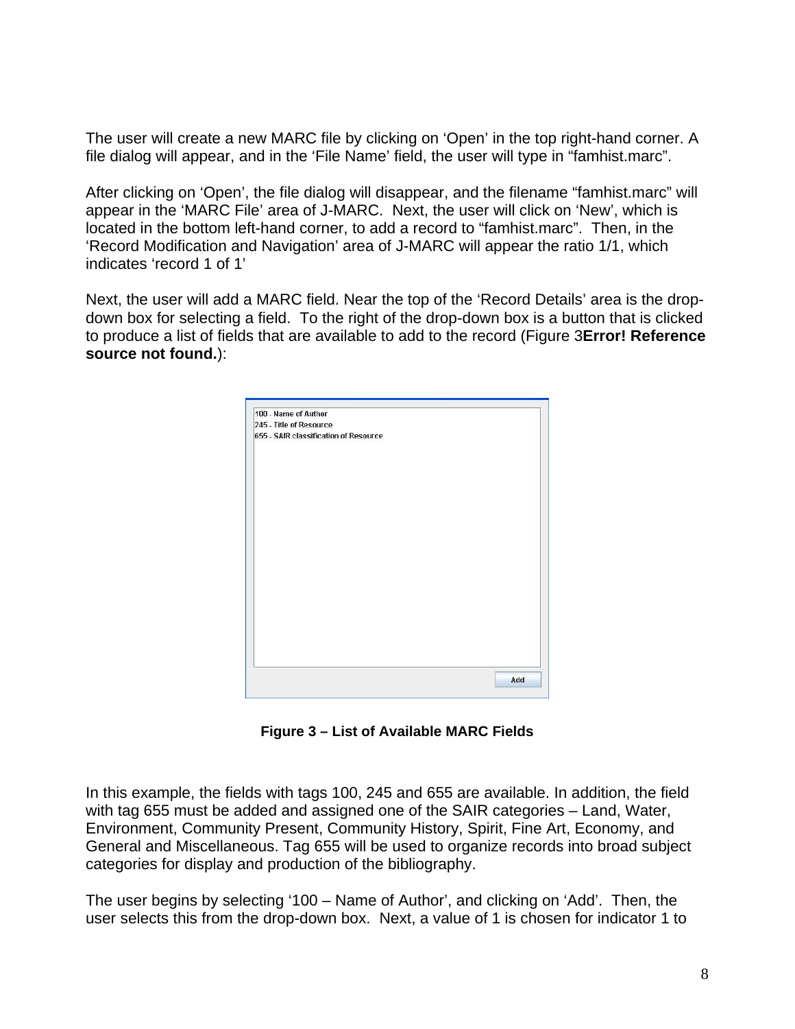The user will create a new MARC file by clicking on ‘Open’ in the top right-hand corner. A file dialog will appear, and in the ‘File Name’ field, the user will type in “famhist.marc”.

After clicking on ‘Open’, the file dialog will disappear, and the filename “famhist.marc” will appear in the ‘MARC File’ area of J-MARC. Next, the user will click on ‘New’, which is located in the bottom left-hand corner, to add a record to “famhist.marc”. Then, in the ‘Record Modification and Navigation’ area of J-MARC will appear the ratio 1/1, which indicates ‘record 1 of 1’

Next, the user will add a MARC field. Near the top of the ‘Record Details’ area is the drop-down box for selecting a field. To the right of the drop-down box is a button that is clicked to produce a list of fields that are available to add to the record (Figure 3**Error! Reference source not found.**):

100 - Name of Author
245 - Title of Resource
655 - SAIR classification of Resource

Add

**Figure 3 – List of Available MARC Fields**

In this example, the fields with tags 100, 245 and 655 are available. In addition, the field with tag 655 must be added and assigned one of the SAIR categories – Land, Water, Environment, Community Present, Community History, Spirit, Fine Art, Economy, and General and Miscellaneous. Tag 655 will be used to organize records into broad subject categories for display and production of the bibliography.

The user begins by selecting ‘100 – Name of Author’, and clicking on ‘Add’. Then, the user selects this from the drop-down box. Next, a value of 1 is chosen for indicator 1 to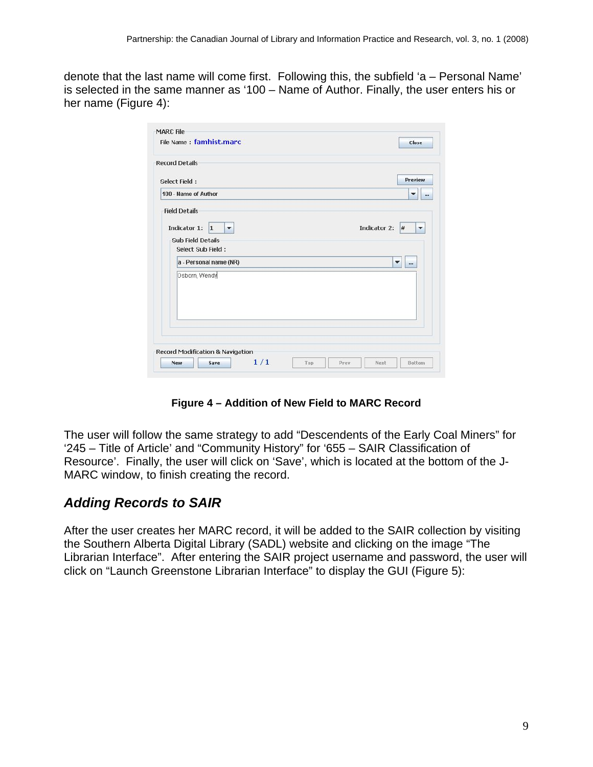denote that the last name will come first. Following this, the subfield 'a – Personal Name' is selected in the same manner as '100 – Name of Author. Finally, the user enters his or her name (Figure 4):

**Figure 4 – Addition of New Field to MARC Record**

The user will follow the same strategy to add "Descendents of the Early Coal Miners" for '245 – Title of Article' and "Community History" for '655 – SAIR Classification of Resource'. Finally, the user will click on 'Save', which is located at the bottom of the J-MARC window, to finish creating the record.

## *Adding Records to SAIR*

After the user creates her MARC record, it will be added to the SAIR collection by visiting the Southern Alberta Digital Library (SADL) website and clicking on the image "The Librarian Interface". After entering the SAIR project username and password, the user will click on "Launch Greenstone Librarian Interface" to display the GUI (Figure 5):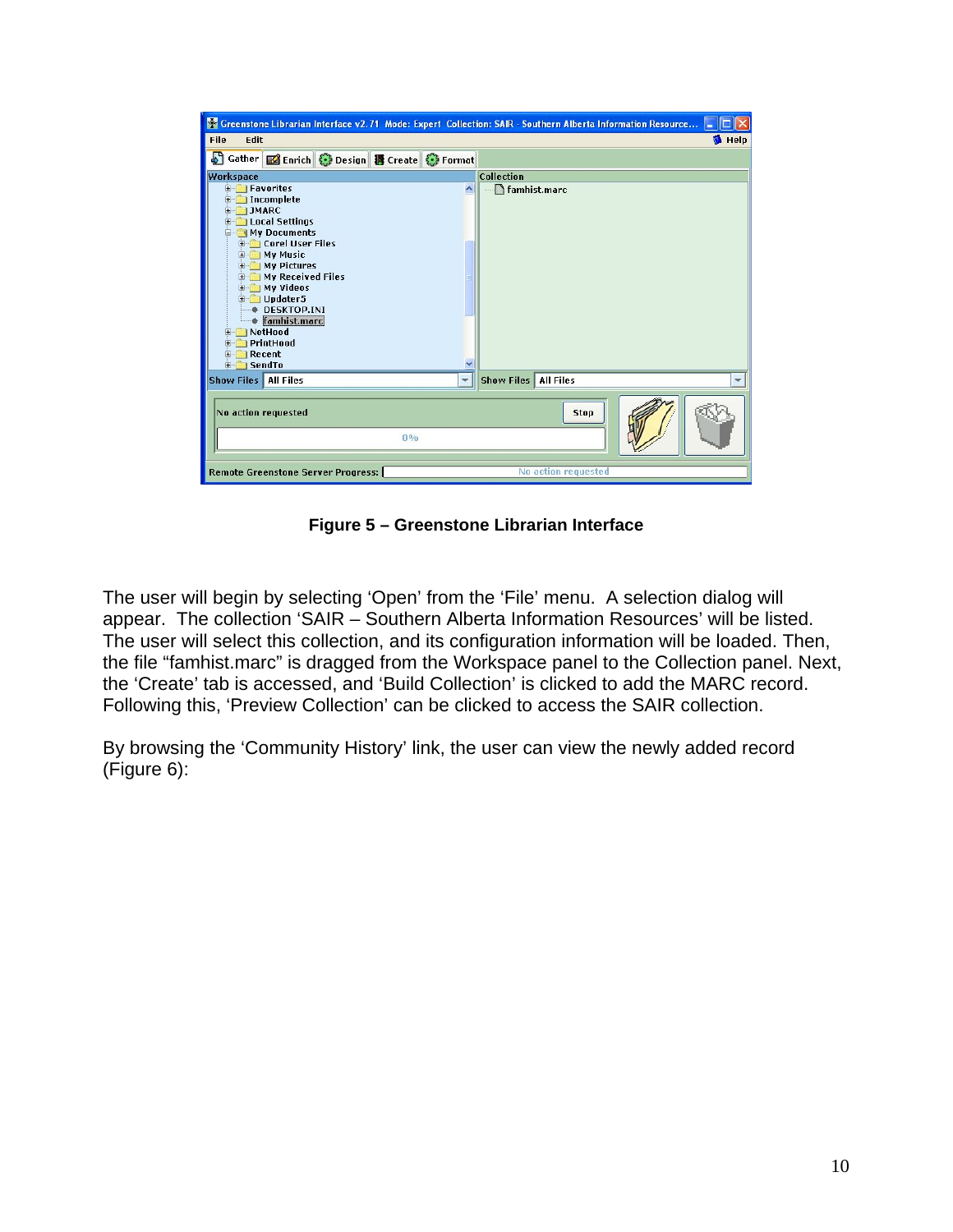**Figure 5 – Greenstone Librarian Interface**

The user will begin by selecting 'Open' from the 'File' menu. A selection dialog will appear. The collection 'SAIR – Southern Alberta Information Resources' will be listed. The user will select this collection, and its configuration information will be loaded. Then, the file "famhist.marc" is dragged from the Workspace panel to the Collection panel. Next, the 'Create' tab is accessed, and 'Build Collection' is clicked to add the MARC record. Following this, 'Preview Collection' can be clicked to access the SAIR collection.

By browsing the 'Community History' link, the user can view the newly added record (Figure 6):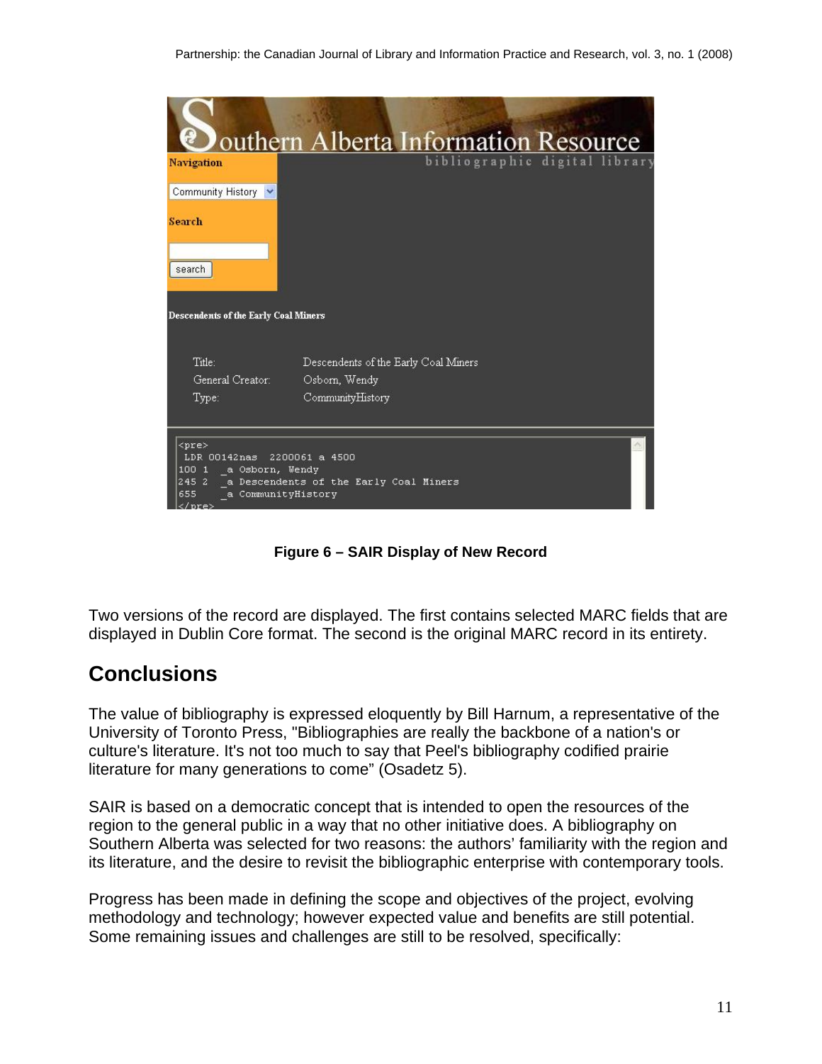**Figure 6 – SAIR Display of New Record**

Two versions of the record are displayed. The first contains selected MARC fields that are displayed in Dublin Core format. The second is the original MARC record in its entirety.

## Conclusions

The value of bibliography is expressed eloquently by Bill Harnum, a representative of the University of Toronto Press, "Bibliographies are really the backbone of a nation's or culture's literature. It's not too much to say that Peel's bibliography codified prairie literature for many generations to come" (Osadetz 5).

SAIR is based on a democratic concept that is intended to open the resources of the region to the general public in a way that no other initiative does. A bibliography on Southern Alberta was selected for two reasons: the authors' familiarity with the region and its literature, and the desire to revisit the bibliographic enterprise with contemporary tools.

Progress has been made in defining the scope and objectives of the project, evolving methodology and technology; however expected value and benefits are still potential. Some remaining issues and challenges are still to be resolved, specifically: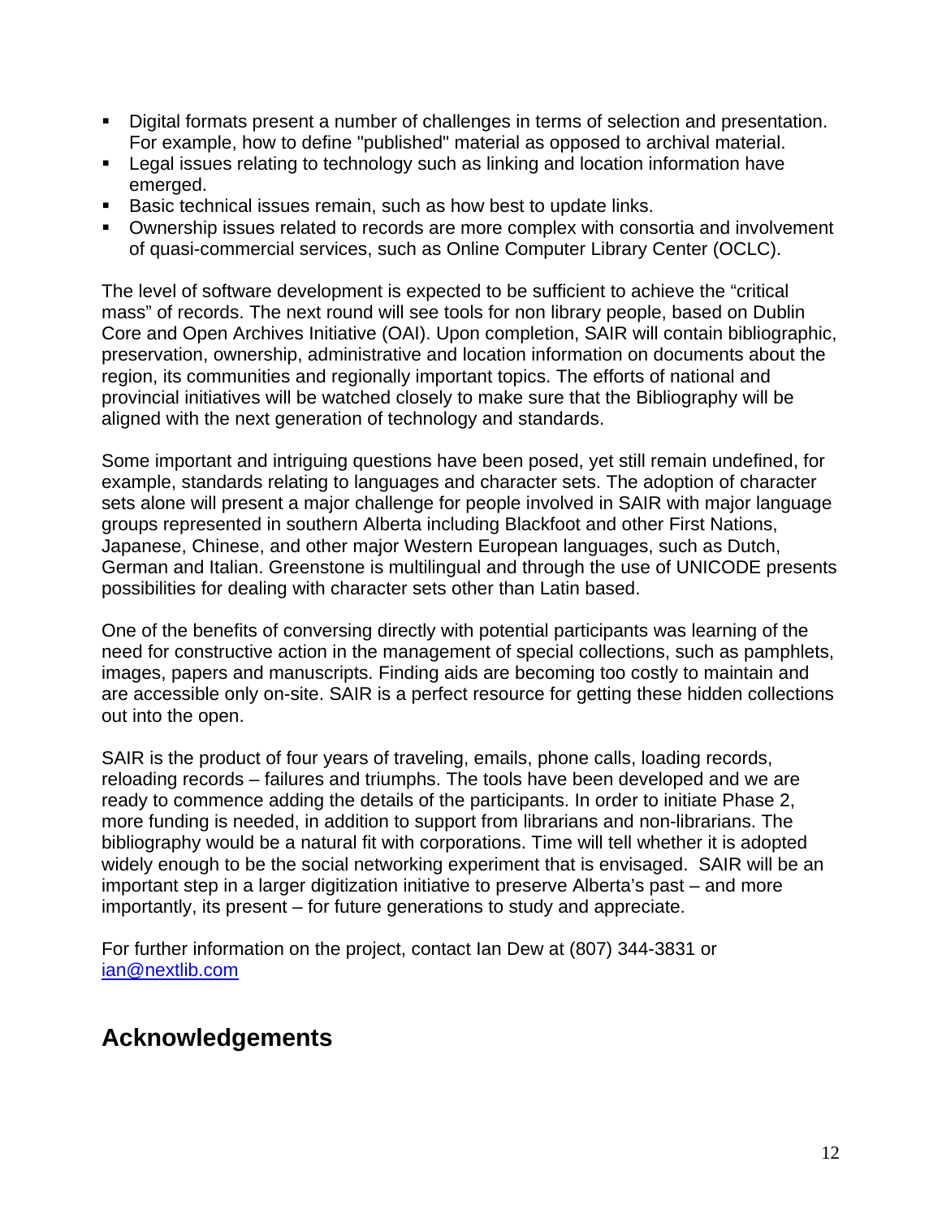- Digital formats present a number of challenges in terms of selection and presentation. For example, how to define "published" material as opposed to archival material.
- Legal issues relating to technology such as linking and location information have emerged.
- Basic technical issues remain, such as how best to update links.
- Ownership issues related to records are more complex with consortia and involvement of quasi-commercial services, such as Online Computer Library Center (OCLC).

The level of software development is expected to be sufficient to achieve the "critical mass" of records. The next round will see tools for non library people, based on Dublin Core and Open Archives Initiative (OAI). Upon completion, SAIR will contain bibliographic, preservation, ownership, administrative and location information on documents about the region, its communities and regionally important topics. The efforts of national and provincial initiatives will be watched closely to make sure that the Bibliography will be aligned with the next generation of technology and standards.

Some important and intriguing questions have been posed, yet still remain undefined, for example, standards relating to languages and character sets. The adoption of character sets alone will present a major challenge for people involved in SAIR with major language groups represented in southern Alberta including Blackfoot and other First Nations, Japanese, Chinese, and other major Western European languages, such as Dutch, German and Italian. Greenstone is multilingual and through the use of UNICODE presents possibilities for dealing with character sets other than Latin based.

One of the benefits of conversing directly with potential participants was learning of the need for constructive action in the management of special collections, such as pamphlets, images, papers and manuscripts. Finding aids are becoming too costly to maintain and are accessible only on-site. SAIR is a perfect resource for getting these hidden collections out into the open.

SAIR is the product of four years of traveling, emails, phone calls, loading records, reloading records – failures and triumphs. The tools have been developed and we are ready to commence adding the details of the participants. In order to initiate Phase 2, more funding is needed, in addition to support from librarians and non-librarians. The bibliography would be a natural fit with corporations. Time will tell whether it is adopted widely enough to be the social networking experiment that is envisaged. SAIR will be an important step in a larger digitization initiative to preserve Alberta's past – and more importantly, its present – for future generations to study and appreciate.

For further information on the project, contact Ian Dew at (807) 344-3831 or [ian@nextlib.com](mailto:ian@nextlib.com)

## Acknowledgements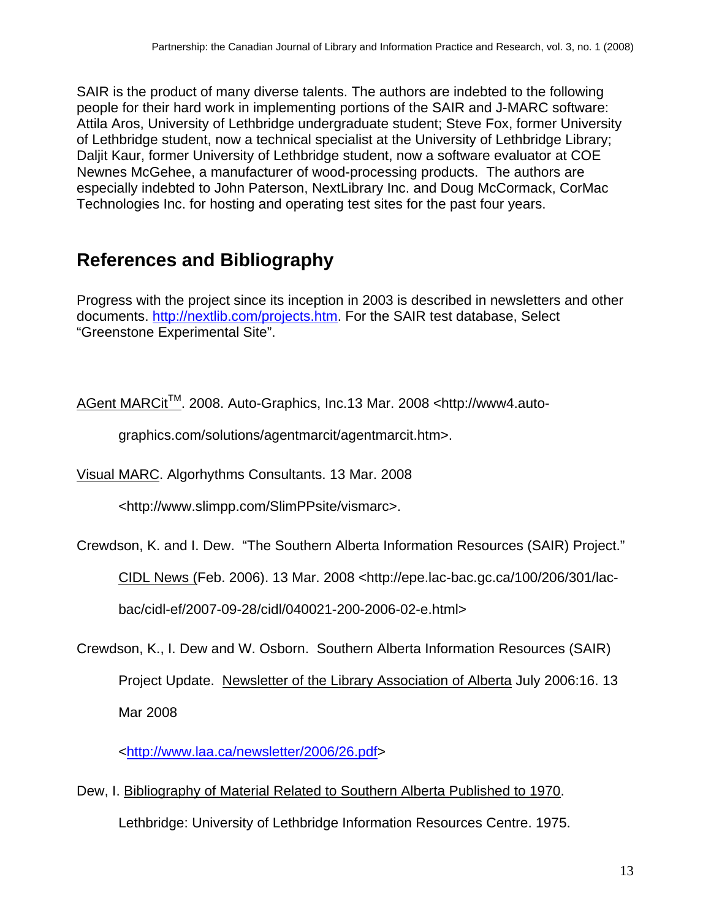SAIR is the product of many diverse talents. The authors are indebted to the following people for their hard work in implementing portions of the SAIR and J-MARC software: Attila Aros, University of Lethbridge undergraduate student; Steve Fox, former University of Lethbridge student, now a technical specialist at the University of Lethbridge Library; Daljit Kaur, former University of Lethbridge student, now a software evaluator at COE Newnes McGehee, a manufacturer of wood-processing products. The authors are especially indebted to John Paterson, NextLibrary Inc. and Doug McCormack, CorMac Technologies Inc. for hosting and operating test sites for the past four years.

## References and Bibliography

Progress with the project since its inception in 2003 is described in newsletters and other documents. http://nextlib.com/projects.htm. For the SAIR test database, Select "Greenstone Experimental Site".

AGent MARCit™. 2008. Auto-Graphics, Inc.13 Mar. 2008 <http://www4.auto-graphics.com/solutions/agentmarcit/agentmarcit.htm>.

Visual MARC. Algorhythms Consultants. 13 Mar. 2008 <http://www.slimpp.com/SlimPPsite/vismarc>.

Crewdson, K. and I. Dew. "The Southern Alberta Information Resources (SAIR) Project." CIDL News (Feb. 2006). 13 Mar. 2008 <http://epe.lac-bac.gc.ca/100/206/301/lac-bac/cidl-ef/2007-09-28/cidl/040021-200-2006-02-e.html>

Crewdson, K., I. Dew and W. Osborn. Southern Alberta Information Resources (SAIR) Project Update. Newsletter of the Library Association of Alberta July 2006:16. 13 Mar 2008 <http://www.laa.ca/newsletter/2006/26.pdf>

Dew, I. Bibliography of Material Related to Southern Alberta Published to 1970. Lethbridge: University of Lethbridge Information Resources Centre. 1975.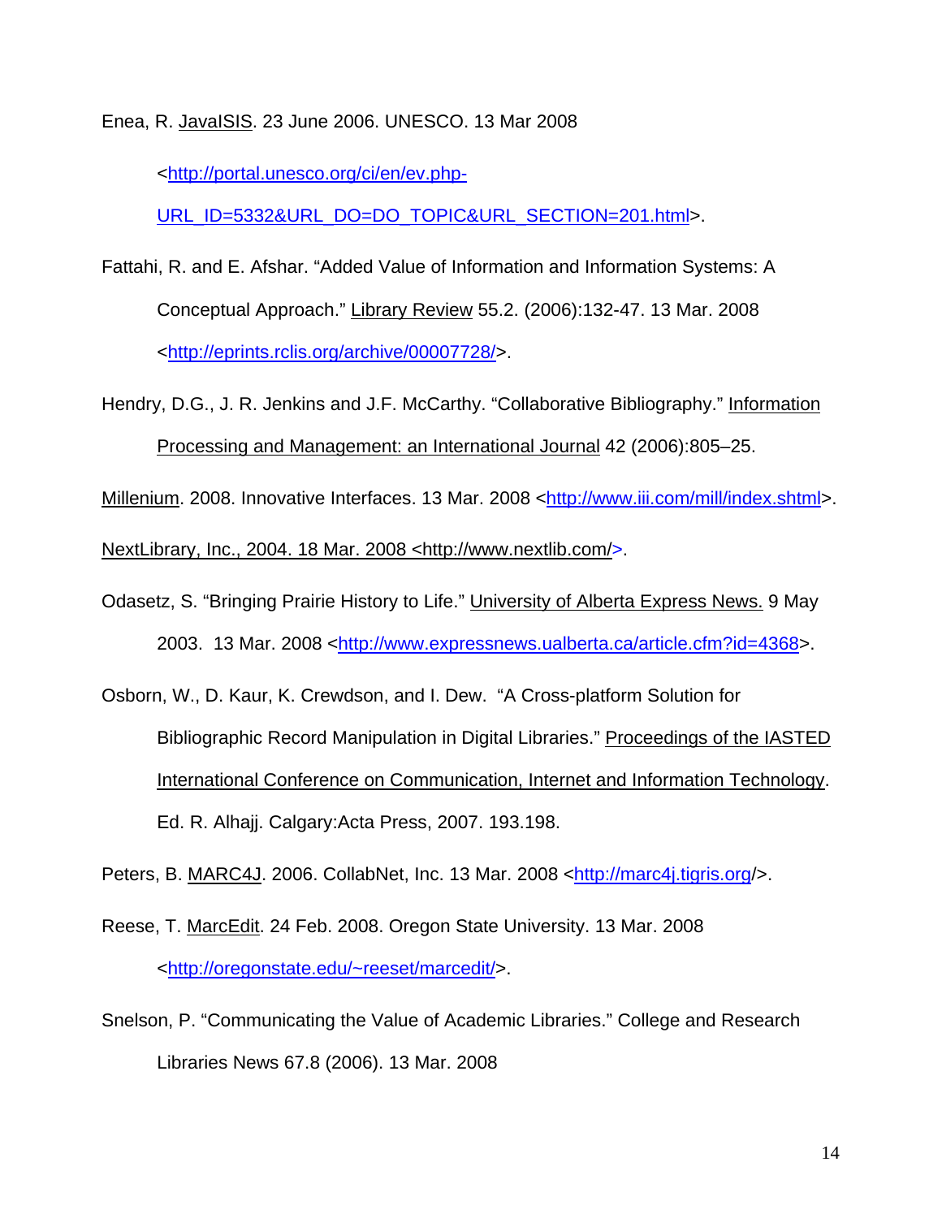Enea, R. JavaISIS. 23 June 2006. UNESCO. 13 Mar 2008 <http://portal.unesco.org/ci/en/ev.php-URL_ID=5332&URL_DO=DO_TOPIC&URL_SECTION=201.html>.

Fattahi, R. and E. Afshar. "Added Value of Information and Information Systems: A Conceptual Approach." Library Review 55.2. (2006):132-47. 13 Mar. 2008 <http://eprints.rclis.org/archive/00007728/>.

Hendry, D.G., J. R. Jenkins and J.F. McCarthy. "Collaborative Bibliography." Information Processing and Management: an International Journal 42 (2006):805–25.

Millenium. 2008. Innovative Interfaces. 13 Mar. 2008 <http://www.iii.com/mill/index.shtml>.

NextLibrary, Inc., 2004. 18 Mar. 2008 <http://www.nextlib.com/>.

Odasetz, S. "Bringing Prairie History to Life." University of Alberta Express News. 9 May 2003. 13 Mar. 2008 <http://www.expressnews.ualberta.ca/article.cfm?id=4368>.

Osborn, W., D. Kaur, K. Crewdson, and I. Dew. "A Cross-platform Solution for Bibliographic Record Manipulation in Digital Libraries." Proceedings of the IASTED International Conference on Communication, Internet and Information Technology. Ed. R. Alhajj. Calgary:Acta Press, 2007. 193.198.

Peters, B. MARC4J. 2006. CollabNet, Inc. 13 Mar. 2008 <http://marc4j.tigris.org/>.

Reese, T. MarcEdit. 24 Feb. 2008. Oregon State University. 13 Mar. 2008 <http://oregonstate.edu/~reeset/marcedit/>.

Snelson, P. "Communicating the Value of Academic Libraries." College and Research Libraries News 67.8 (2006). 13 Mar. 2008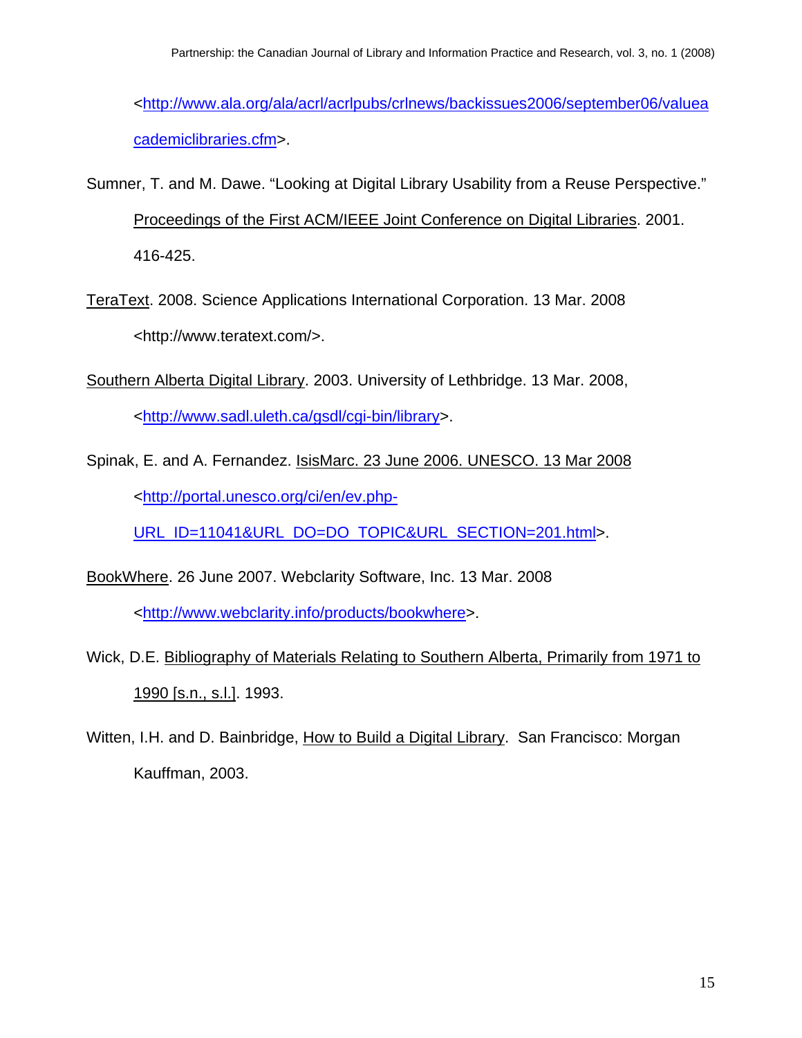<http://www.ala.org/ala/acrl/acrlpubs/crlnews/backissues2006/september06/valueacademiclibraries.cfm>.

Sumner, T. and M. Dawe. "Looking at Digital Library Usability from a Reuse Perspective." Proceedings of the First ACM/IEEE Joint Conference on Digital Libraries. 2001. 416-425.

TeraText. 2008. Science Applications International Corporation. 13 Mar. 2008 <http://www.teratext.com/>.

Southern Alberta Digital Library. 2003. University of Lethbridge. 13 Mar. 2008, <http://www.sadl.uleth.ca/gsdl/cgi-bin/library>.

Spinak, E. and A. Fernandez. IsisMarc. 23 June 2006. UNESCO. 13 Mar 2008 <http://portal.unesco.org/ci/en/ev.php-URL_ID=11041&URL_DO=DO_TOPIC&URL_SECTION=201.html>.

BookWhere. 26 June 2007. Webclarity Software, Inc. 13 Mar. 2008 <http://www.webclarity.info/products/bookwhere>.

Wick, D.E. Bibliography of Materials Relating to Southern Alberta, Primarily from 1971 to 1990 [s.n., s.l.]. 1993.

Witten, I.H. and D. Bainbridge, How to Build a Digital Library. San Francisco: Morgan Kauffman, 2003.